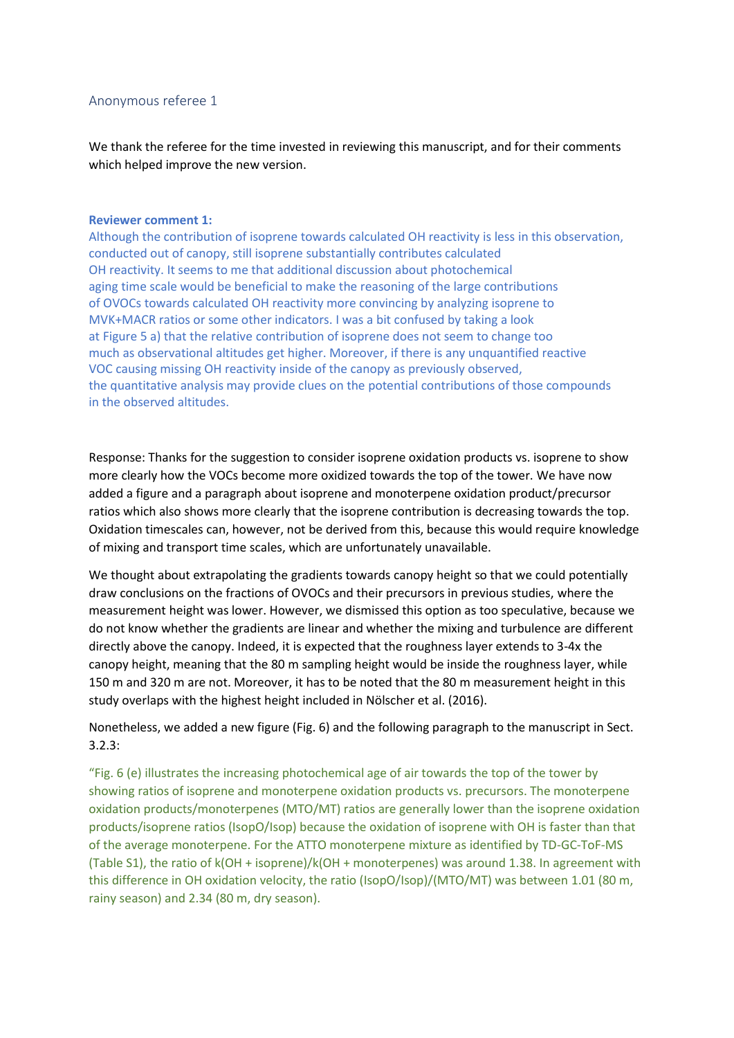## Anonymous referee 1

We thank the referee for the time invested in reviewing this manuscript, and for their comments which helped improve the new version.

**Reviewer comment 1:**

Although the contribution of isoprene towards calculated OH reactivity is less in this observation, conducted out of canopy, still isoprene substantially contributes calculated OH reactivity. It seems to me that additional discussion about photochemical aging time scale would be beneficial to make the reasoning of the large contributions of OVOCs towards calculated OH reactivity more convincing by analyzing isoprene to MVK+MACR ratios or some other indicators. I was a bit confused by taking a look at Figure 5 a) that the relative contribution of isoprene does not seem to change too much as observational altitudes get higher. Moreover, if there is any unquantified reactive VOC causing missing OH reactivity inside of the canopy as previously observed, the quantitative analysis may provide clues on the potential contributions of those compounds in the observed altitudes.

Response: Thanks for the suggestion to consider isoprene oxidation products vs. isoprene to show more clearly how the VOCs become more oxidized towards the top of the tower. We have now added a figure and a paragraph about isoprene and monoterpene oxidation product/precursor ratios which also shows more clearly that the isoprene contribution is decreasing towards the top. Oxidation timescales can, however, not be derived from this, because this would require knowledge of mixing and transport time scales, which are unfortunately unavailable.

We thought about extrapolating the gradients towards canopy height so that we could potentially draw conclusions on the fractions of OVOCs and their precursors in previous studies, where the measurement height was lower. However, we dismissed this option as too speculative, because we do not know whether the gradients are linear and whether the mixing and turbulence are different directly above the canopy. Indeed, it is expected that the roughness layer extends to 3-4x the canopy height, meaning that the 80 m sampling height would be inside the roughness layer, while 150 m and 320 m are not. Moreover, it has to be noted that the 80 m measurement height in this study overlaps with the highest height included in Nölscher et al. (2016).

Nonetheless, we added a new figure (Fig. 6) and the following paragraph to the manuscript in Sect. 3.2.3:

"Fig. 6 (e) illustrates the increasing photochemical age of air towards the top of the tower by showing ratios of isoprene and monoterpene oxidation products vs. precursors. The monoterpene oxidation products/monoterpenes (MTO/MT) ratios are generally lower than the isoprene oxidation products/isoprene ratios (IsopO/Isop) because the oxidation of isoprene with OH is faster than that of the average monoterpene. For the ATTO monoterpene mixture as identified by TD-GC-ToF-MS (Table S1), the ratio of k(OH + isoprene)/k(OH + monoterpenes) was around 1.38. In agreement with this difference in OH oxidation velocity, the ratio (IsopO/Isop)/(MTO/MT) was between 1.01 (80 m, rainy season) and 2.34 (80 m, dry season).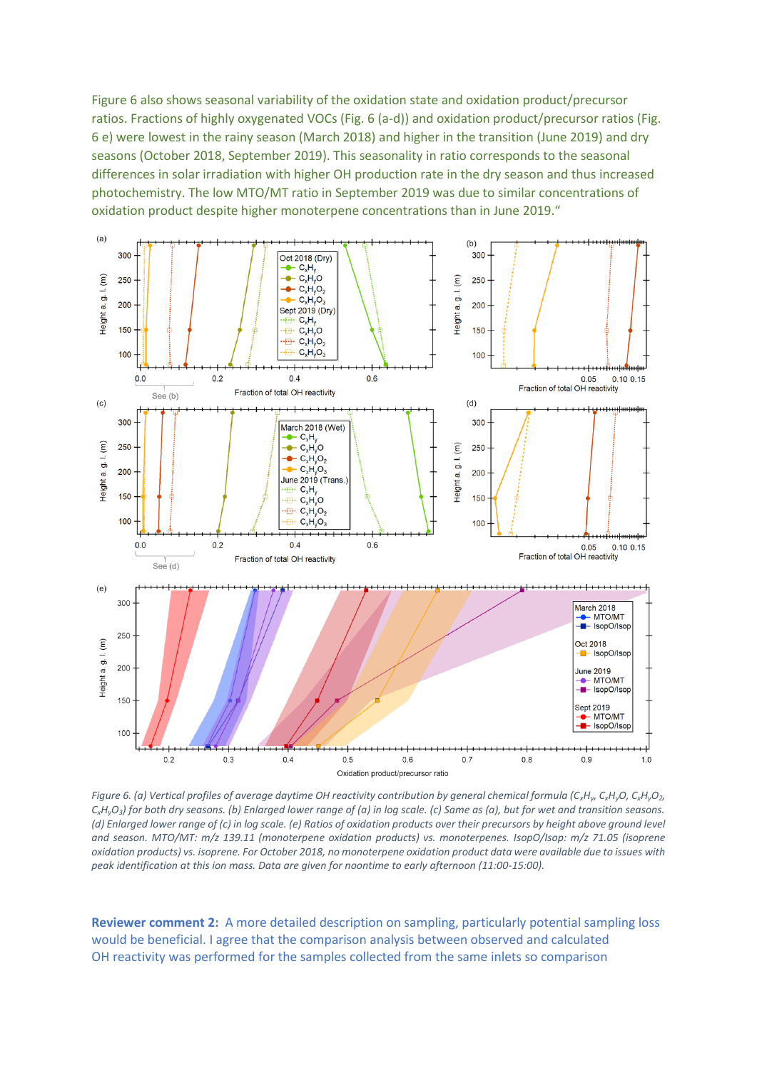Figure 6 also shows seasonal variability of the oxidation state and oxidation product/precursor ratios. Fractions of highly oxygenated VOCs (Fig. 6 (a-d)) and oxidation product/precursor ratios (Fig. 6 e) were lowest in the rainy season (March 2018) and higher in the transition (June 2019) and dry seasons (October 2018, September 2019). This seasonality in ratio corresponds to the seasonal differences in solar irradiation with higher OH production rate in the dry season and thus increased photochemistry. The low MTO/MT ratio in September 2019 was due to similar concentrations of oxidation product despite higher monoterpene concentrations than in June 2019."

*Figure 6. (a) Vertical profiles of average daytime OH reactivity contribution by general chemical formula ($C_xH_y$, $C_xH_yO$, $C_xH_yO_2$, $C_xH_yO_3$) for both dry seasons. (b) Enlarged lower range of (a) in log scale. (c) Same as (a), but for wet and transition seasons. (d) Enlarged lower range of (c) in log scale. (e) Ratios of oxidation products over their precursors by height above ground level and season. MTO/MT: m/z 139.11 (monoterpene oxidation products) vs. monoterpenes. IsopO/Isop: m/z 71.05 (isoprene oxidation products) vs. isoprene. For October 2018, no monoterpene oxidation product data were available due to issues with peak identification at this ion mass. Data are given for noontime to early afternoon (11:00-15:00).*

**Reviewer comment 2:** A more detailed description on sampling, particularly potential sampling loss would be beneficial. I agree that the comparison analysis between observed and calculated OH reactivity was performed for the samples collected from the same inlets so comparison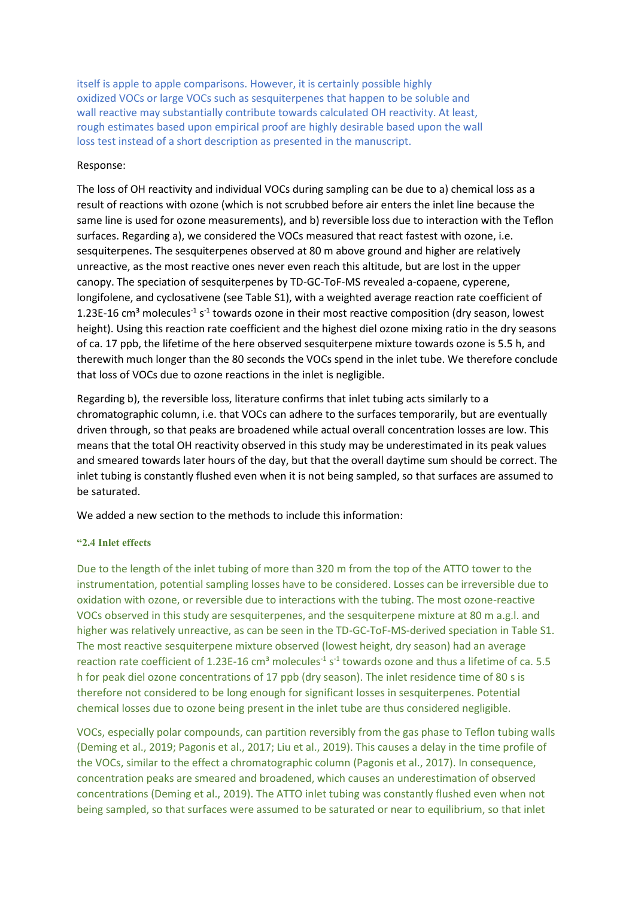itself is apple to apple comparisons. However, it is certainly possible highly oxidized VOCs or large VOCs such as sesquiterpenes that happen to be soluble and wall reactive may substantially contribute towards calculated OH reactivity. At least, rough estimates based upon empirical proof are highly desirable based upon the wall loss test instead of a short description as presented in the manuscript.

Response:

The loss of OH reactivity and individual VOCs during sampling can be due to a) chemical loss as a result of reactions with ozone (which is not scrubbed before air enters the inlet line because the same line is used for ozone measurements), and b) reversible loss due to interaction with the Teflon surfaces. Regarding a), we considered the VOCs measured that react fastest with ozone, i.e. sesquiterpenes. The sesquiterpenes observed at 80 m above ground and higher are relatively unreactive, as the most reactive ones never even reach this altitude, but are lost in the upper canopy. The speciation of sesquiterpenes by TD-GC-ToF-MS revealed a-copaene, cyperene, longifolene, and cyclosativene (see Table S1), with a weighted average reaction rate coefficient of 1.23E-16 $cm^3$ $molecules^{-1}$ $s^{-1}$ towards ozone in their most reactive composition (dry season, lowest height). Using this reaction rate coefficient and the highest diel ozone mixing ratio in the dry seasons of ca. 17 ppb, the lifetime of the here observed sesquiterpene mixture towards ozone is 5.5 h, and therewith much longer than the 80 seconds the VOCs spend in the inlet tube. We therefore conclude that loss of VOCs due to ozone reactions in the inlet is negligible.

Regarding b), the reversible loss, literature confirms that inlet tubing acts similarly to a chromatographic column, i.e. that VOCs can adhere to the surfaces temporarily, but are eventually driven through, so that peaks are broadened while actual overall concentration losses are low. This means that the total OH reactivity observed in this study may be underestimated in its peak values and smeared towards later hours of the day, but that the overall daytime sum should be correct. The inlet tubing is constantly flushed even when it is not being sampled, so that surfaces are assumed to be saturated.

We added a new section to the methods to include this information:

**"2.4 Inlet effects**

Due to the length of the inlet tubing of more than 320 m from the top of the ATTO tower to the instrumentation, potential sampling losses have to be considered. Losses can be irreversible due to oxidation with ozone, or reversible due to interactions with the tubing. The most ozone-reactive VOCs observed in this study are sesquiterpenes, and the sesquiterpene mixture at 80 m a.g.l. and higher was relatively unreactive, as can be seen in the TD-GC-ToF-MS-derived speciation in Table S1. The most reactive sesquiterpene mixture observed (lowest height, dry season) had an average reaction rate coefficient of 1.23E-16 $cm^3$ $molecules^{-1}$ $s^{-1}$ towards ozone and thus a lifetime of ca. 5.5 h for peak diel ozone concentrations of 17 ppb (dry season). The inlet residence time of 80 s is therefore not considered to be long enough for significant losses in sesquiterpenes. Potential chemical losses due to ozone being present in the inlet tube are thus considered negligible.

VOCs, especially polar compounds, can partition reversibly from the gas phase to Teflon tubing walls (Deming et al., 2019; Pagonis et al., 2017; Liu et al., 2019). This causes a delay in the time profile of the VOCs, similar to the effect a chromatographic column (Pagonis et al., 2017). In consequence, concentration peaks are smeared and broadened, which causes an underestimation of observed concentrations (Deming et al., 2019). The ATTO inlet tubing was constantly flushed even when not being sampled, so that surfaces were assumed to be saturated or near to equilibrium, so that inlet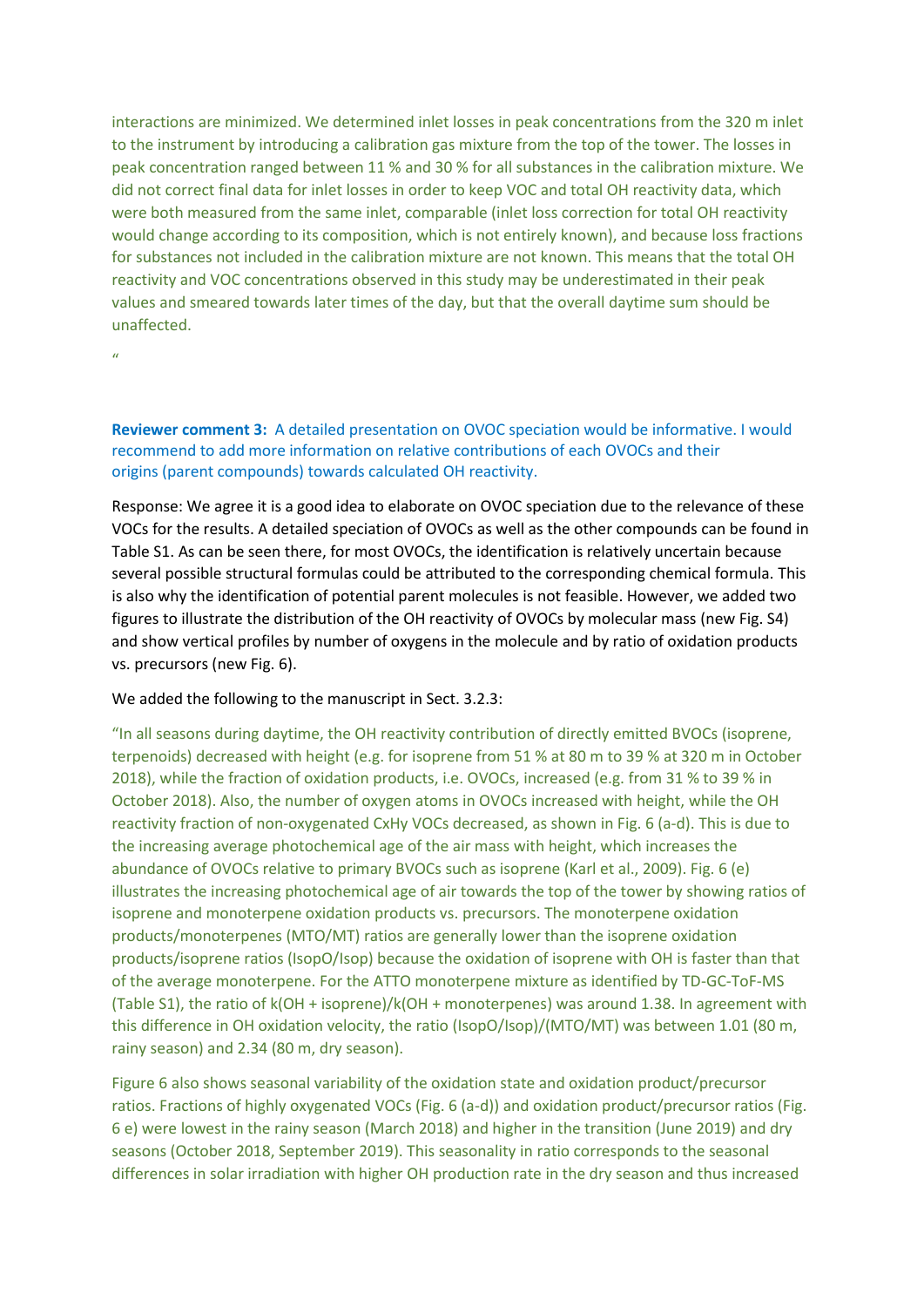interactions are minimized. We determined inlet losses in peak concentrations from the 320 m inlet to the instrument by introducing a calibration gas mixture from the top of the tower. The losses in peak concentration ranged between 11 % and 30 % for all substances in the calibration mixture. We did not correct final data for inlet losses in order to keep VOC and total OH reactivity data, which were both measured from the same inlet, comparable (inlet loss correction for total OH reactivity would change according to its composition, which is not entirely known), and because loss fractions for substances not included in the calibration mixture are not known. This means that the total OH reactivity and VOC concentrations observed in this study may be underestimated in their peak values and smeared towards later times of the day, but that the overall daytime sum should be unaffected.

"

**Reviewer comment 3:** A detailed presentation on OVOC speciation would be informative. I would recommend to add more information on relative contributions of each OVOCs and their origins (parent compounds) towards calculated OH reactivity.

Response: We agree it is a good idea to elaborate on OVOC speciation due to the relevance of these VOCs for the results. A detailed speciation of OVOCs as well as the other compounds can be found in Table S1. As can be seen there, for most OVOCs, the identification is relatively uncertain because several possible structural formulas could be attributed to the corresponding chemical formula. This is also why the identification of potential parent molecules is not feasible. However, we added two figures to illustrate the distribution of the OH reactivity of OVOCs by molecular mass (new Fig. S4) and show vertical profiles by number of oxygens in the molecule and by ratio of oxidation products vs. precursors (new Fig. 6).

We added the following to the manuscript in Sect. 3.2.3:

"In all seasons during daytime, the OH reactivity contribution of directly emitted BVOCs (isoprene, terpenoids) decreased with height (e.g. for isoprene from 51 % at 80 m to 39 % at 320 m in October 2018), while the fraction of oxidation products, i.e. OVOCs, increased (e.g. from 31 % to 39 % in October 2018). Also, the number of oxygen atoms in OVOCs increased with height, while the OH reactivity fraction of non-oxygenated $C_xH_y$ VOCs decreased, as shown in Fig. 6 (a-d). This is due to the increasing average photochemical age of the air mass with height, which increases the abundance of OVOCs relative to primary BVOCs such as isoprene (Karl et al., 2009). Fig. 6 (e) illustrates the increasing photochemical age of air towards the top of the tower by showing ratios of isoprene and monoterpene oxidation products vs. precursors. The monoterpene oxidation products/monoterpenes (MTO/MT) ratios are generally lower than the isoprene oxidation products/isoprene ratios (IsopO/Isop) because the oxidation of isoprene with OH is faster than that of the average monoterpene. For the ATTO monoterpene mixture as identified by TD-GC-ToF-MS (Table S1), the ratio of k(OH + isoprene)/k(OH + monoterpenes) was around 1.38. In agreement with this difference in OH oxidation velocity, the ratio (IsopO/Isop)/(MTO/MT) was between 1.01 (80 m, rainy season) and 2.34 (80 m, dry season).

Figure 6 also shows seasonal variability of the oxidation state and oxidation product/precursor ratios. Fractions of highly oxygenated VOCs (Fig. 6 (a-d)) and oxidation product/precursor ratios (Fig. 6 e) were lowest in the rainy season (March 2018) and higher in the transition (June 2019) and dry seasons (October 2018, September 2019). This seasonality in ratio corresponds to the seasonal differences in solar irradiation with higher OH production rate in the dry season and thus increased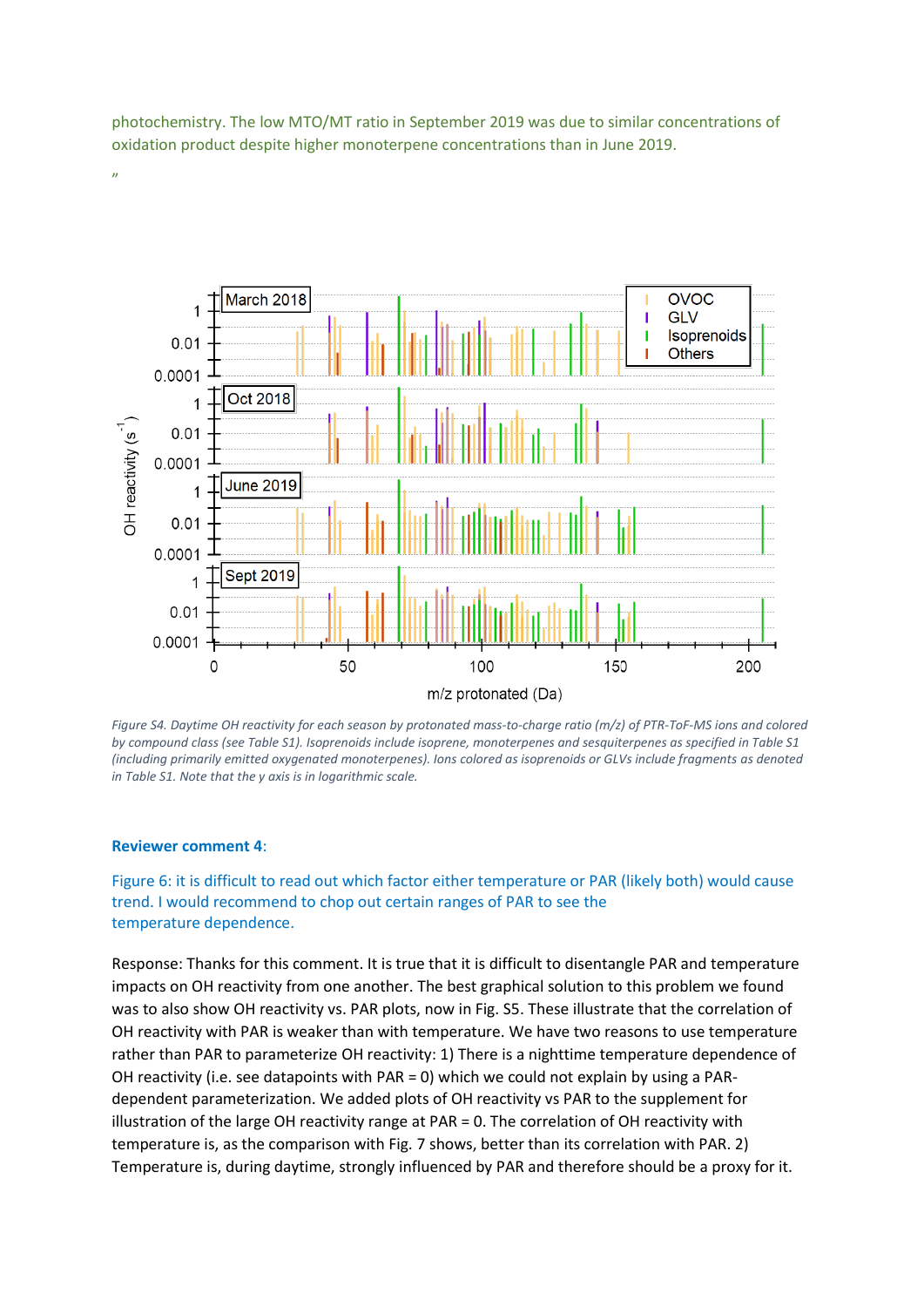photochemistry. The low MTO/MT ratio in September 2019 was due to similar concentrations of oxidation product despite higher monoterpene concentrations than in June 2019.

"

*Figure S4. Daytime OH reactivity for each season by protonated mass-to-charge ratio (m/z) of PTR-ToF-MS ions and colored by compound class (see Table S1). Isoprenoids include isoprene, monoterpenes and sesquiterpenes as specified in Table S1 (including primarily emitted oxygenated monoterpenes). Ions colored as isoprenoids or GLVs include fragments as denoted in Table S1. Note that the y axis is in logarithmic scale.*

**Reviewer comment 4**:

Figure 6: it is difficult to read out which factor either temperature or PAR (likely both) would cause trend. I would recommend to chop out certain ranges of PAR to see the temperature dependence.

Response: Thanks for this comment. It is true that it is difficult to disentangle PAR and temperature impacts on OH reactivity from one another. The best graphical solution to this problem we found was to also show OH reactivity vs. PAR plots, now in Fig. S5. These illustrate that the correlation of OH reactivity with PAR is weaker than with temperature. We have two reasons to use temperature rather than PAR to parameterize OH reactivity: 1) There is a nighttime temperature dependence of OH reactivity (i.e. see datapoints with PAR = 0) which we could not explain by using a PAR-dependent parameterization. We added plots of OH reactivity vs PAR to the supplement for illustration of the large OH reactivity range at PAR = 0. The correlation of OH reactivity with temperature is, as the comparison with Fig. 7 shows, better than its correlation with PAR. 2) Temperature is, during daytime, strongly influenced by PAR and therefore should be a proxy for it.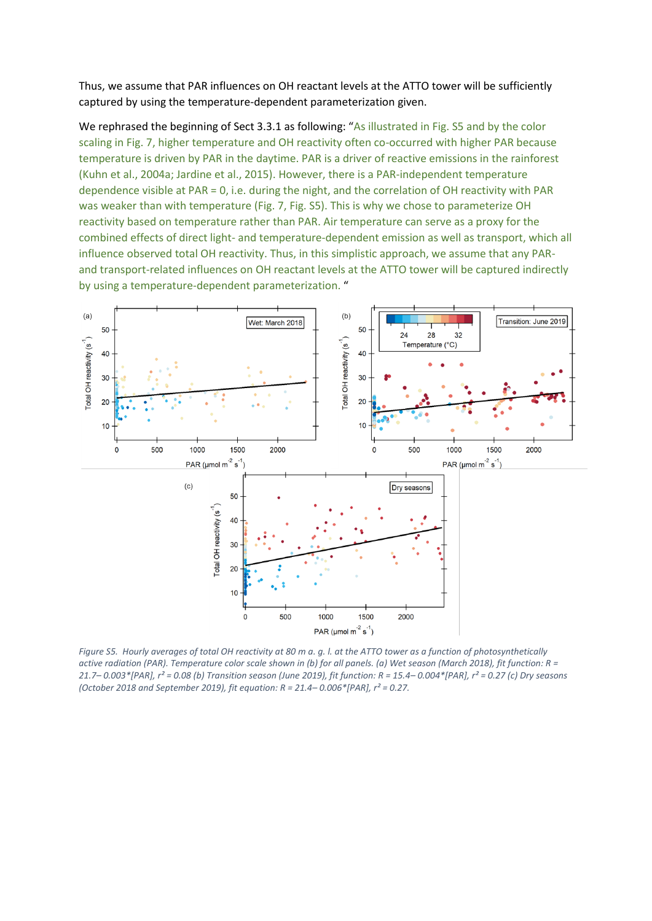Thus, we assume that PAR influences on OH reactant levels at the ATTO tower will be sufficiently captured by using the temperature-dependent parameterization given.

We rephrased the beginning of Sect 3.3.1 as following: "As illustrated in Fig. S5 and by the color scaling in Fig. 7, higher temperature and OH reactivity often co-occurred with higher PAR because temperature is driven by PAR in the daytime. PAR is a driver of reactive emissions in the rainforest (Kuhn et al., 2004a; Jardine et al., 2015). However, there is a PAR-independent temperature dependence visible at PAR = 0, i.e. during the night, and the correlation of OH reactivity with PAR was weaker than with temperature (Fig. 7, Fig. S5). This is why we chose to parameterize OH reactivity based on temperature rather than PAR. Air temperature can serve as a proxy for the combined effects of direct light- and temperature-dependent emission as well as transport, which all influence observed total OH reactivity. Thus, in this simplistic approach, we assume that any PAR- and transport-related influences on OH reactant levels at the ATTO tower will be captured indirectly by using a temperature-dependent parameterization. "

(a)
Wet: March 2018
Total OH reactivity ($s^{-1}$)
10
20
30
40
50
0
500
1000
1500
2000
PAR (µmol $m^{-2}$ $s^{-1}$)

(b)
Transition: June 2019
24
28
32
Temperature (°C)
Total OH reactivity ($s^{-1}$)
10
20
30
40
50
0
500
1000
1500
2000
PAR (µmol $m^{-2}$ $s^{-1}$)

(c)
Dry seasons
Total OH reactivity ($s^{-1}$)
10
20
30
40
50
0
500
1000
1500
2000
PAR (µmol $m^{-2}$ $s^{-1}$)

*Figure S5. Hourly averages of total OH reactivity at 80 m a. g. l. at the ATTO tower as a function of photosynthetically active radiation (PAR). Temperature color scale shown in (b) for all panels. (a) Wet season (March 2018), fit function: R = 21.7– 0.003\*[PAR], $r^2$ = 0.08 (b) Transition season (June 2019), fit function: R = 15.4– 0.004\*[PAR], $r^2$ = 0.27 (c) Dry seasons (October 2018 and September 2019), fit equation: R = 21.4– 0.006\*[PAR], $r^2$ = 0.27.*